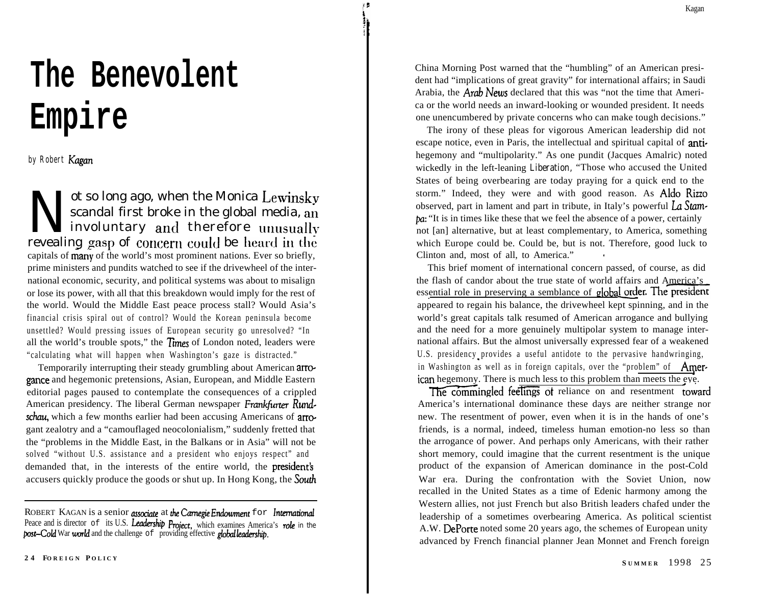# The Benevolent Empire

by Robert Kagan

Not so long ago, when the Monica Lewinsky scandal first broke in the global media, an involuntary and therefore unusually revealing gasp of concern could be heard in the capitals of many of the world's most prominent nations. Ever so briefly, prime ministers and pundits watched to see if the drivewheel of the international economic, security, and political systems was about to misalign or lose its power, with all that this breakdown would imply for the rest of the world. Would the Middle East peace process stall? Would Asia's financial crisis spiral out of control? Would the Korean peninsula become unsettled? Would pressing issues of European security go unresolved? "In all the world's trouble spots," the *Times* of London noted, leaders were "calculating what will happen when Washington's gaze is distracted."

Temporarily interrupting their steady grumbling about American arrogance and hegemonic pretensions, Asian, European, and Middle Eastern editorial pages paused to contemplate the consequences of a crippled American presidency. The liberal German newspaper *Frankfurter Rundschau*, which a few months earlier had been accusing Americans of arrogant zealotry and a "camouflaged neocolonialism," suddenly fretted that the "problems in the Middle East, in the Balkans or in Asia" will not be solved "without U.S. assistance and a president who enjoys respect" and demanded that, in the interests of the entire world, the president's accusers quickly produce the goods or shut up. In Hong Kong, the *South China Morning Post* warned that the "humbling" of an American president had "implications of great gravity" for international affairs; in Saudi Arabia, the *Arab News* declared that this was "not the time that America or the world needs an inward-looking or wounded president. It needs one unencumbered by private concerns who can make tough decisions."

ROBERT KAGAN is a senior associate at the Carnegie Endowment for International Peace and is director of its U.S. Leadership Project, which examines America's role in the post-Cold War world and the challenge of providing effective global leadership.

The irony of these pleas for vigorous American leadership did not escape notice, even in Paris, the intellectual and spiritual capital of anti-hegemony and "multipolarity." As one pundit (Jacques Amalric) noted wickedly in the left-leaning *Liberation*, "Those who accused the United States of being overbearing are today praying for a quick end to the storm." Indeed, they were and with good reason. As Aldo Rizzo observed, part in lament and part in tribute, in Italy's powerful *La Stampa*: "It is in times like these that we feel the absence of a power, certainly not [an] alternative, but at least complementary, to America, something which Europe could be. Could be, but is not. Therefore, good luck to Clinton and, most of all, to America."

This brief moment of international concern passed, of course, as did the flash of candor about the true state of world affairs and America's essential role in preserving a semblance of global order. The president appeared to regain his balance, the drivewheel kept spinning, and in the world's great capitals talk resumed of American arrogance and bullying and the need for a more genuinely multipolar system to manage international affairs. But the almost universally expressed fear of a weakened U.S. presidency provides a useful antidote to the pervasive handwringing, in Washington as well as in foreign capitals, over the "problem" of American hegemony. There is much less to this problem than meets the eye.

The commingled feelings of reliance on and resentment toward America's international dominance these days are neither strange nor new. The resentment of power, even when it is in the hands of one's friends, is a normal, indeed, timeless human emotion-no less so than the arrogance of power. And perhaps only Americans, with their rather short memory, could imagine that the current resentment is the unique product of the expansion of American dominance in the post-Cold War era. During the confrontation with the Soviet Union, now recalled in the United States as a time of Edenic harmony among the Western allies, not just French but also British leaders chafed under the leadership of a sometimes overbearing America. As political scientist A.W. DePorte noted some 20 years ago, the schemes of European unity advanced by French financial planner Jean Monnet and French foreign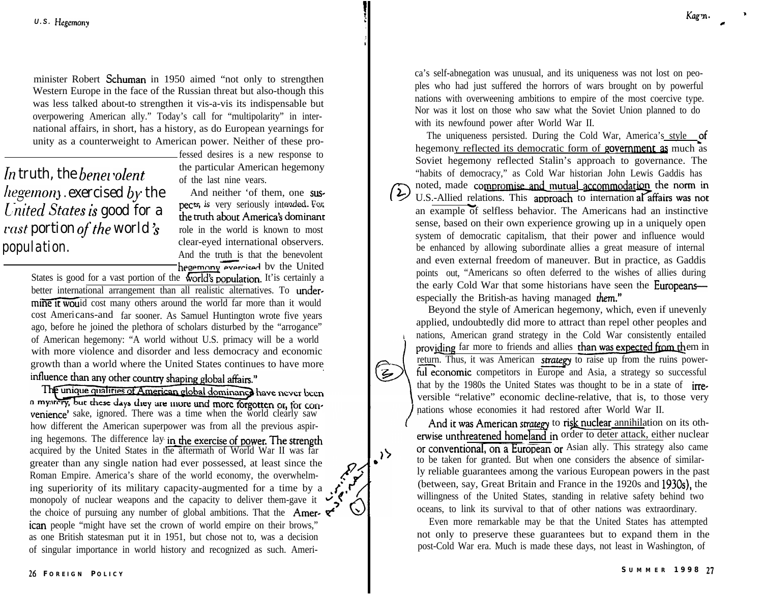minister Robert Schuman in 1950 aimed "not only to strengthen Western Europe in the face of the Russian threat but also-though this was less talked about-to strengthen it vis-a-vis its indispensable but overpowering American ally." Today's call for "multipolarity" in international affairs, in short, has a history, as do European yearnings for unity as a counterweight to American power. Neither of these professed desires is a new response to the particular American hegemony of the last nine years.

> *In truth, the benevolent hegemony exercised by the United States is good for a vast portion of the world's population.*

And neither of them, one suspects, is very seriously intended. For the truth about America's dominant role in the world is known to most clear-eyed international observers. And the truth is that the benevolent hegemony exercised by the United States is good for a vast portion of the world's population. It's certainly a better international arrangement than all realistic alternatives. To undermine it would cost many others around the world far more than it would cost Americans-and far sooner. As Samuel Huntington wrote five years ago, before he joined the plethora of scholars disturbed by the "arrogance" of American hegemony: "A world without U.S. primacy will be a world with more violence and disorder and less democracy and economic growth than a world where the United States continues to have more influence than any other country shaping global affairs."

The unique qualities of American global dominance have never been a mystery, but these days they are more and more forgotten or, for convenience' sake, ignored. There was a time when the world clearly saw how different the American superpower was from all the previous aspiring hegemons. The difference lay in the exercise of power. The strength acquired by the United States in the aftermath of World War II was far greater than any single nation had ever possessed, at least since the Roman Empire. America's share of the world economy, the overwhelming superiority of its military capacity-augmented for a time by a monopoly of nuclear weapons and the capacity to deliver them-gave it the choice of pursuing any number of global ambitions. That the American people "might have set the crown of world empire on their brows," as one British statesman put it in 1951, but chose not to, was a decision of singular importance in world history and recognized as such. America's self-abnegation was unusual, and its uniqueness was not lost on peoples who had just suffered the horrors of wars brought on by powerful nations with overweening ambitions to empire of the most coercive type. Nor was it lost on those who saw what the Soviet Union planned to do with its newfound power after World War II.

The uniqueness persisted. During the Cold War, America's style of hegemony reflected its democratic form of government as much as Soviet hegemony reflected Stalin's approach to governance. The "habits of democracy," as Cold War historian John Lewis Gaddis has noted, made compromise and mutual accommodation the norm in U.S.-Allied relations. This approach to international affairs was not an example of selfless behavior. The Americans had an instinctive sense, based on their own experience growing up in a uniquely open system of democratic capitalism, that their power and influence would be enhanced by allowing subordinate allies a great measure of internal and even external freedom of maneuver. But in practice, as Gaddis points out, "Americans so often deferred to the wishes of allies during the early Cold War that some historians have seen the Europeans—especially the British-as having managed *them*."

Beyond the style of American hegemony, which, even if unevenly applied, undoubtedly did more to attract than repel other peoples and nations, American grand strategy in the Cold War consistently entailed providing far more to friends and allies than was expected from them in return. Thus, it was American *strategy* to raise up from the ruins powerful economic competitors in Europe and Asia, a strategy so successful that by the 1980s the United States was thought to be in a state of irreversible "relative" economic decline-relative, that is, to those very nations whose economies it had restored after World War II.

And it was American *strategy* to risk nuclear annihilation on its otherwise unthreatened homeland in order to deter attack, either nuclear or conventional, on a European or Asian ally. This strategy also came to be taken for granted. But when one considers the absence of similarly reliable guarantees among the various European powers in the past (between, say, Great Britain and France in the 1920s and 1930s), the willingness of the United States, standing in relative safety behind two oceans, to link its survival to that of other nations was extraordinary.

Even more remarkable may be that the United States has attempted not only to preserve these guarantees but to expand them in the post-Cold War era. Much is made these days, not least in Washington, of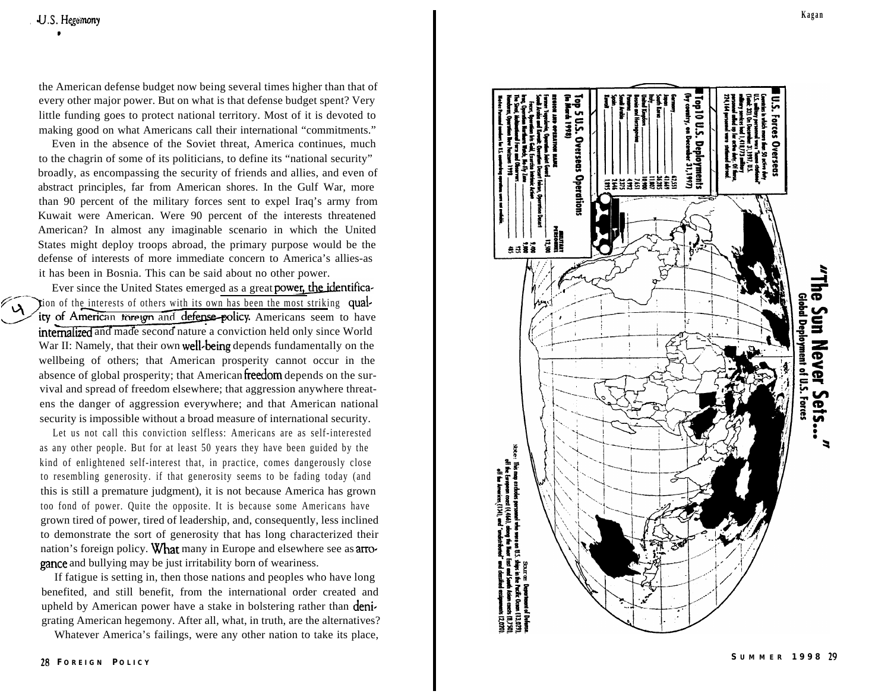the American defense budget now being several times higher than that of every other major power. But on what is that defense budget spent? Very little funding goes to protect national territory. Most of it is devoted to making good on what Americans call their international "commitments."

Even in the absence of the Soviet threat, America continues, much to the chagrin of some of its politicians, to define its "national security" broadly, as encompassing the security of friends and allies, and even of abstract principles, far from American shores. In the Gulf War, more than 90 percent of the military forces sent to expel Iraq's army from Kuwait were American. Were 90 percent of the interests threatened American? In almost any imaginable scenario in which the United States might deploy troops abroad, the primary purpose would be the defense of interests of more immediate concern to America's allies-as it has been in Bosnia. This can be said about no other power.

Ever since the United States emerged as a great power, the identification of the interests of others with its own has been the most striking quality of American foreign and defense policy. Americans seem to have internalized and made second nature a conviction held only since World War II: Namely, that their own well-being depends fundamentally on the wellbeing of others; that American prosperity cannot occur in the absence of global prosperity; that American freedom depends on the survival and spread of freedom elsewhere; that aggression anywhere threatens the danger of aggression everywhere; and that American national security is impossible without a broad measure of international security.

Let us not call this conviction selfless: Americans are as self-interested as any other people. But for at least 50 years they have been guided by the kind of enlightened self-interest that, in practice, comes dangerously close to resembling generosity. if that generosity seems to be fading today (and this is still a premature judgment), it is not because America has grown too fond of power. Quite the opposite. It is because some Americans have grown tired of power, tired of leadership, and, consequently, less inclined to demonstrate the sort of generosity that has long characterized their nation's foreign policy. What many in Europe and elsewhere see as arrogance and bullying may be just irritability born of weariness.

If fatigue is setting in, then those nations and peoples who have long benefited, and still benefit, from the international order created and upheld by American power have a stake in bolstering rather than denigrating American hegemony. After all, what, in truth, are the alternatives?

Whatever America's failings, were any other nation to take its place,

## "The Sun Never Sets..."

### Global Deployment of U.S. Forces

**U.S. Forces Overseas**

Countries in which more than 50 active duty U.S. military personnel were "home stationed" (Total: 33) On December 31, 1997 U.S. military services had 1,418,773 military personnel called up for active duty. Of these, 274,164 personnel were stationed abroad.

**Top 10 U.S. Deployments**
(by country, on December 31, 1997)

| | |
|---|---|
| Germany | 62,551 |
| Japan | 41,469 |
| South Korea | 36,285 |
| Italy | 11,907 |
| United Kingdom | 10,900 |
| Bosnia and Herzegovina | 7,651 |
| Panama | 4,972 |
| Saudi Arabia | 3,375 |
| Spain | 2,646 |
| Kuwait | 1,975 |

**Top 5 U.S. Overseas Operations**
(In March 1998)

| Region and Operation Name | Military Personnel |
|---|---|
| Former Yugoslavia, Operation Joint Guard | 12,500 |
| Saudi Arabia and Kuwait, Operation Desert Focus, Operation Desert Force, Operation Southern Watch, Vigilant Sentinel | 9,000 |
| Iraq, Operation Northern Watch, No-Fly Zone | 9,900 |
| The Sinai, Multinational Force and Observers | 725 |
| Honduras, Operation New Horizons 1998 | 485 |

Note: Personnel numbers for U.S. contributing operations were not available.

Source: Department of Defense.

Note: This map excludes personnel who were on U.S. ships in the Pacific Ocean (13,029), off the European coast (4,466), along the Near East and South Asian coasts (8,750), off the Americas (134), and "undistributed" and classified assignments (2,070).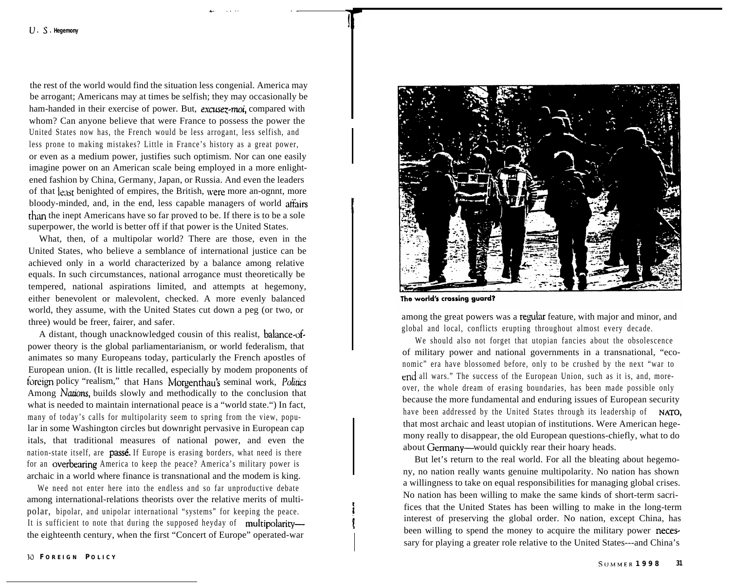the rest of the world would find the situation less congenial. America may be arrogant; Americans may at times be selfish; they may occasionally be ham-handed in their exercise of power. But, *excusez-moi,* compared with whom? Can anyone believe that were France to possess the power the United States now has, the French would be less arrogant, less selfish, and less prone to making mistakes? Little in France's history as a great power, or even as a medium power, justifies such optimism. Nor can one easily imagine power on an American scale being employed in a more enlightened fashion by China, Germany, Japan, or Russia. And even the leaders of that least benighted of empires, the British, were more an-ognnt, more bloody-minded, and, in the end, less capable managers of world affairs than the inept Americans have so far proved to be. If there is to be a sole superpower, the world is better off if that power is the United States.

What, then, of a multipolar world? There are those, even in the United States, who believe a semblance of international justice can be achieved only in a world characterized by a balance among relative equals. In such circumstances, national arrogance must theoretically be tempered, national aspirations limited, and attempts at hegemony, either benevolent or malevolent, checked. A more evenly balanced world, they assume, with the United States cut down a peg (or two, or three) would be freer, fairer, and safer.

A distant, though unacknowledged cousin of this realist, balance-of-power theory is the global parliamentarianism, or world federalism, that animates so many Europeans today, particularly the French apostles of European union. (It is little recalled, especially by modem proponents of foreign policy "realism," that Hans Morgenthau's seminal work, *Politics Among Nations,* builds slowly and methodically to the conclusion that what is needed to maintain international peace is a "world state.") In fact, many of today's calls for multipolarity seem to spring from the view, popular in some Washington circles but downright pervasive in European capitals, that traditional measures of national power, and even the nation-state itself, are passé. If Europe is erasing borders, what need is there for an overbearing America to keep the peace? America's military power is archaic in a world where finance is transnational and the modem is king.

We need not enter here into the endless and so far unproductive debate among international-relations theorists over the relative merits of multipolar, bipolar, and unipolar international "systems" for keeping the peace. It is sufficient to note that during the supposed heyday of multipolarity—the eighteenth century, when the first "Concert of Europe" operated-war among the great powers was a regular feature, with major and minor, and global and local, conflicts erupting throughout almost every decade.

The world's crossing guard?

We should also not forget that utopian fancies about the obsolescence of military power and national governments in a transnational, "economic" era have blossomed before, only to be crushed by the next "war to end all wars." The success of the European Union, such as it is, and, moreover, the whole dream of erasing boundaries, has been made possible only because the more fundamental and enduring issues of European security have been addressed by the United States through its leadership of NATO, that most archaic and least utopian of institutions. Were American hegemony really to disappear, the old European questions-chiefly, what to do about Germany—would quickly rear their hoary heads.

But let's return to the real world. For all the bleating about hegemony, no nation really wants genuine multipolarity. No nation has shown a willingness to take on equal responsibilities for managing global crises. No nation has been willing to make the same kinds of short-term sacrifices that the United States has been willing to make in the long-term interest of preserving the global order. No nation, except China, has been willing to spend the money to acquire the military power necessary for playing a greater role relative to the United States---and China's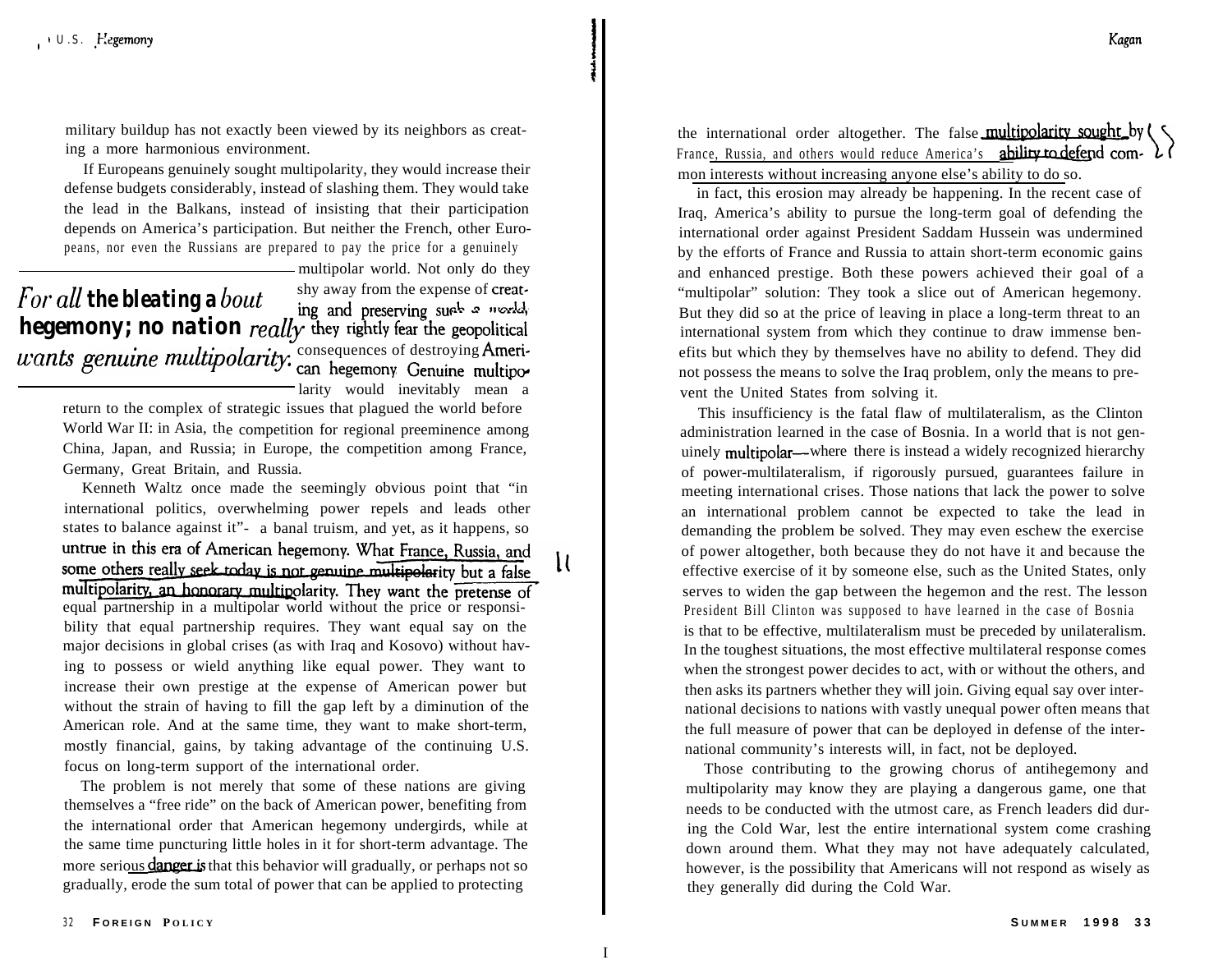military buildup has not exactly been viewed by its neighbors as creating a more harmonious environment.

If Europeans genuinely sought multipolarity, they would increase their defense budgets considerably, instead of slashing them. They would take the lead in the Balkans, instead of insisting that their participation depends on America's participation. But neither the French, other Europeans, nor even the Russians are prepared to pay the price for a genuinely multipolar world. Not only do they shy away from the expense of creating and preserving such a world, they rightly fear the geopolitical consequences of destroying American hegemony. Genuine multipolarity would inevitably mean a return to the complex of strategic issues that plagued the world before World War II: in Asia, the competition for regional preeminence among China, Japan, and Russia; in Europe, the competition among France, Germany, Great Britain, and Russia.

> *For all the bleating about hegemony, no nation really wants genuine multipolarity.*

Kenneth Waltz once made the seemingly obvious point that "in international politics, overwhelming power repels and leads other states to balance against it"- a banal truism, and yet, as it happens, so untrue in this era of American hegemony. What France, Russia, and some others really seek today is not genuine multipolarity but a false multipolarity, an honorary multipolarity. They want the pretense of equal partnership in a multipolar world without the price or responsibility that equal partnership requires. They want equal say on the major decisions in global crises (as with Iraq and Kosovo) without having to possess or wield anything like equal power. They want to increase their own prestige at the expense of American power but without the strain of having to fill the gap left by a diminution of the American role. And at the same time, they want to make short-term, mostly financial, gains, by taking advantage of the continuing U.S. focus on long-term support of the international order.

The problem is not merely that some of these nations are giving themselves a "free ride" on the back of American power, benefiting from the international order that American hegemony undergirds, while at the same time puncturing little holes in it for short-term advantage. The more serious danger is that this behavior will gradually, or perhaps not so gradually, erode the sum total of power that can be applied to protecting the international order altogether. The false multipolarity sought by France, Russia, and others would reduce America's ability to defend common interests without increasing anyone else's ability to do so.

In fact, this erosion may already be happening. In the recent case of Iraq, America's ability to pursue the long-term goal of defending the international order against President Saddam Hussein was undermined by the efforts of France and Russia to attain short-term economic gains and enhanced prestige. Both these powers achieved their goal of a "multipolar" solution: They took a slice out of American hegemony. But they did so at the price of leaving in place a long-term threat to an international system from which they continue to draw immense benefits but which they by themselves have no ability to defend. They did not possess the means to solve the Iraq problem, only the means to prevent the United States from solving it.

This insufficiency is the fatal flaw of multilateralism, as the Clinton administration learned in the case of Bosnia. In a world that is not genuinely multipolar—where there is instead a widely recognized hierarchy of power-multilateralism, if rigorously pursued, guarantees failure in meeting international crises. Those nations that lack the power to solve an international problem cannot be expected to take the lead in demanding the problem be solved. They may even eschew the exercise of power altogether, both because they do not have it and because the effective exercise of it by someone else, such as the United States, only serves to widen the gap between the hegemon and the rest. The lesson President Bill Clinton was supposed to have learned in the case of Bosnia is that to be effective, multilateralism must be preceded by unilateralism. In the toughest situations, the most effective multilateral response comes when the strongest power decides to act, with or without the others, and then asks its partners whether they will join. Giving equal say over international decisions to nations with vastly unequal power often means that the full measure of power that can be deployed in defense of the international community's interests will, in fact, not be deployed.

Those contributing to the growing chorus of antihegemony and multipolarity may know they are playing a dangerous game, one that needs to be conducted with the utmost care, as French leaders did during the Cold War, lest the entire international system come crashing down around them. What they may not have adequately calculated, however, is the possibility that Americans will not respond as wisely as they generally did during the Cold War.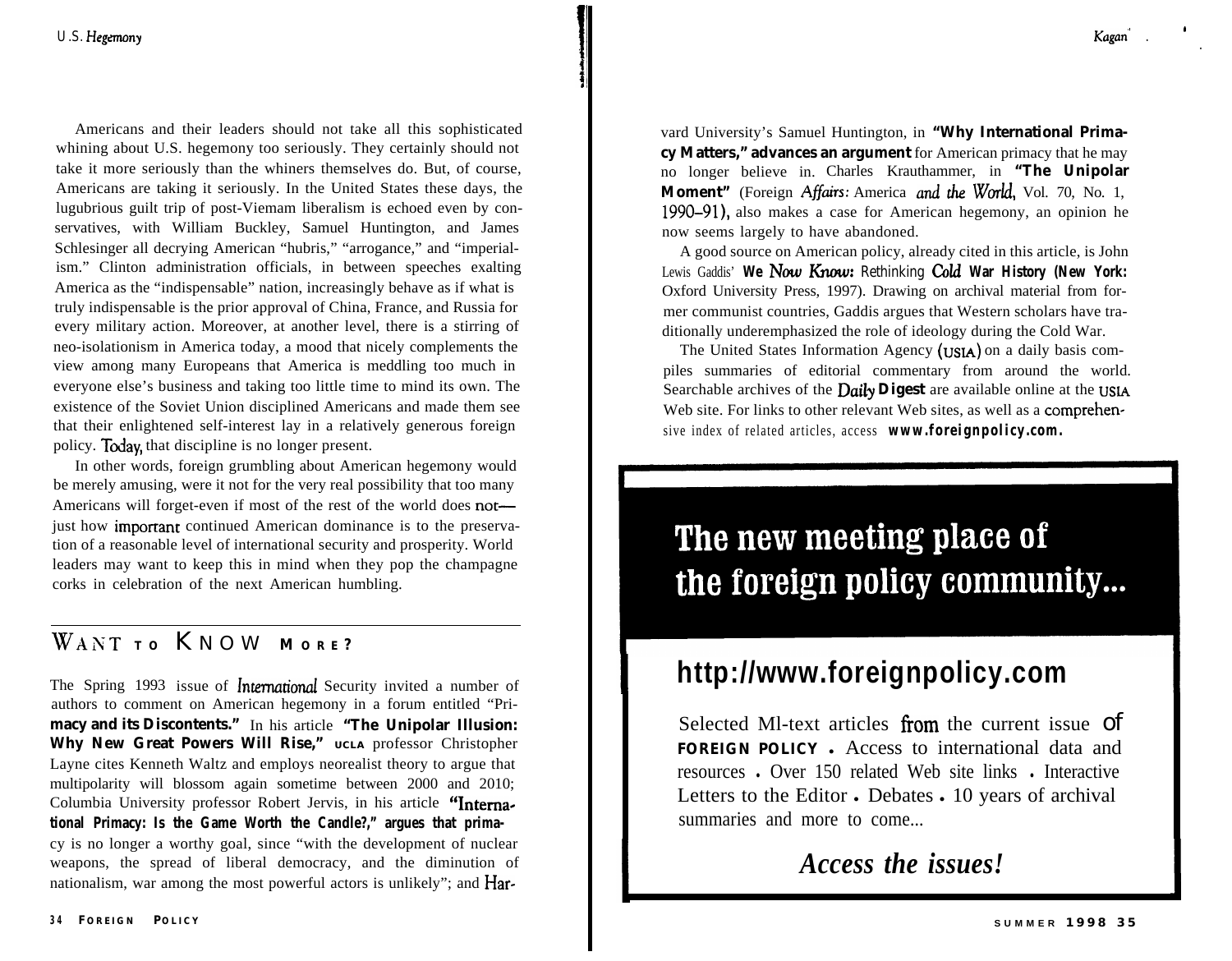Americans and their leaders should not take all this sophisticated whining about U.S. hegemony too seriously. They certainly should not take it more seriously than the whiners themselves do. But, of course, Americans are taking it seriously. In the United States these days, the lugubrious guilt trip of post-Viemam liberalism is echoed even by conservatives, with William Buckley, Samuel Huntington, and James Schlesinger all decrying American "hubris," "arrogance," and "imperialism." Clinton administration officials, in between speeches exalting America as the "indispensable" nation, increasingly behave as if what is truly indispensable is the prior approval of China, France, and Russia for every military action. Moreover, at another level, there is a stirring of neo-isolationism in America today, a mood that nicely complements the view among many Europeans that America is meddling too much in everyone else's business and taking too little time to mind its own. The existence of the Soviet Union disciplined Americans and made them see that their enlightened self-interest lay in a relatively generous foreign policy. Today, that discipline is no longer present.

In other words, foreign grumbling about American hegemony would be merely amusing, were it not for the very real possibility that too many Americans will forget-even if most of the rest of the world does not—just how important continued American dominance is to the preservation of a reasonable level of international security and prosperity. World leaders may want to keep this in mind when they pop the champagne corks in celebration of the next American humbling.

## WANT TO KNOW MORE?

The Spring 1993 issue of *International* Security invited a number of authors to comment on American hegemony in a forum entitled "Primacy and its Discontents." In his article **"The Unipolar Illusion: Why New Great Powers Will Rise,"** UCLA professor Christopher Layne cites Kenneth Waltz and employs neorealist theory to argue that multipolarity will blossom again sometime between 2000 and 2010; Columbia University professor Robert Jervis, in his article **"International Primacy: Is the Game Worth the Candle?,"** argues that primacy is no longer a worthy goal, since "with the development of nuclear weapons, the spread of liberal democracy, and the diminution of nationalism, war among the most powerful actors is unlikely"; and Harvard University's Samuel Huntington, in **"Why International Primacy Matters," advances an argument** for American primacy that he may no longer believe in. Charles Krauthammer, in **"The Unipolar Moment"** (Foreign *Affairs: America and the World*, Vol. 70, No. 1, 1990–91), also makes a case for American hegemony, an opinion he now seems largely to have abandoned.

A good source on American policy, already cited in this article, is John Lewis Gaddis' ***We Now Know:* Rethinking *Cold* War History (New York:** Oxford University Press, 1997). Drawing on archival material from former communist countries, Gaddis argues that Western scholars have traditionally underemphasized the role of ideology during the Cold War.

The United States Information Agency (USIA) on a daily basis compiles summaries of editorial commentary from around the world. Searchable archives of the *Daily* **Digest** are available online at the USIA Web site. For links to other relevant Web sites, as well as a comprehensive index of related articles, access **www.foreignpolicy.com.**

**The new meeting place of the foreign policy community...**

**http://www.foreignpolicy.com**

Selected Ml-text articles from the current issue of **FOREIGN POLICY** • Access to international data and resources • Over 150 related Web site links • Interactive Letters to the Editor • Debates • 10 years of archival summaries and more to come...

***Access the issues!***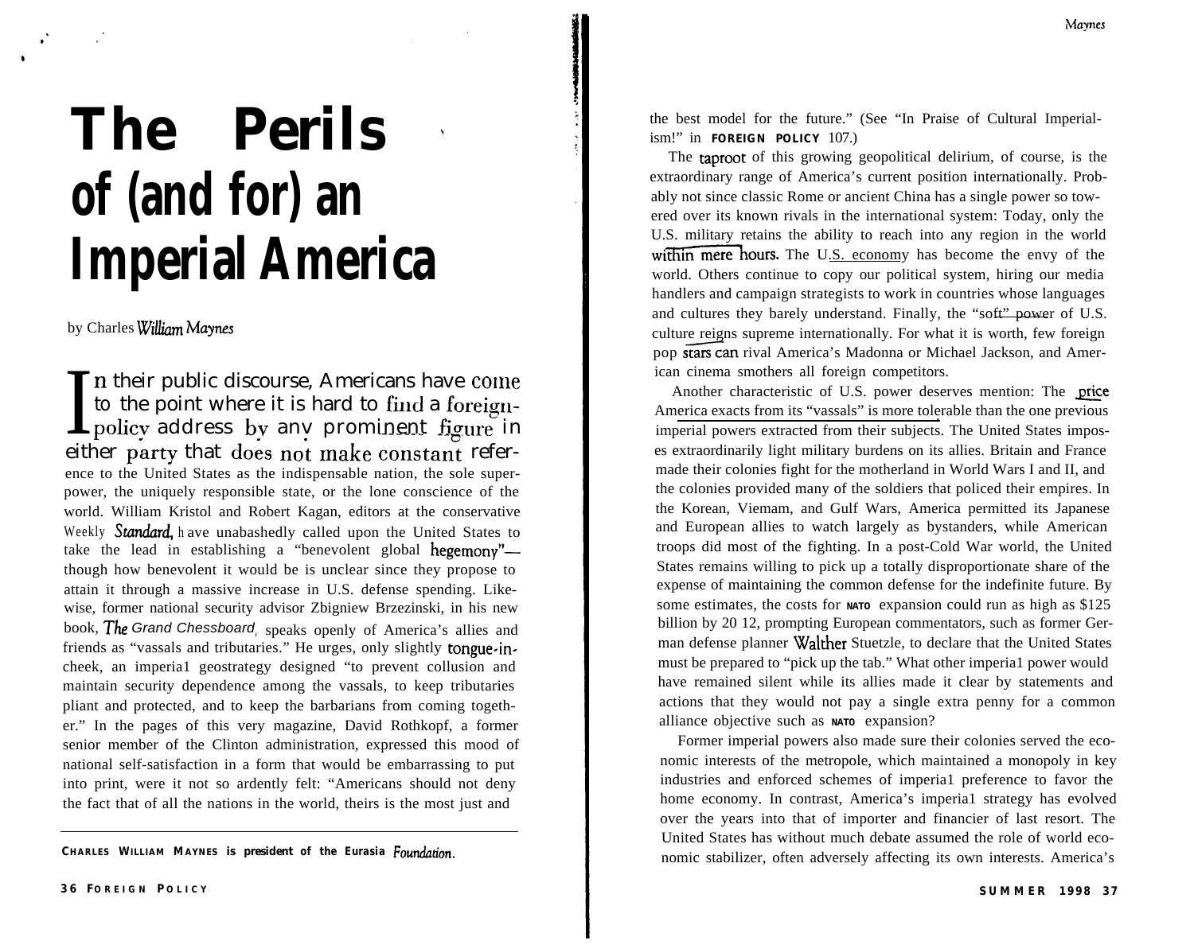# The Perils of (and for) an Imperial America

by Charles William Maynes

In their public discourse, Americans have come to the point where it is hard to find a foreign-policy address by any prominent figure in either party that does not make constant reference to the United States as the indispensable nation, the sole superpower, the uniquely responsible state, or the lone conscience of the world. William Kristol and Robert Kagan, editors at the conservative *Weekly Standard*, have unabashedly called upon the United States to take the lead in establishing a "benevolent global hegemony"—though how benevolent it would be is unclear since they propose to attain it through a massive increase in U.S. defense spending. Likewise, former national security advisor Zbigniew Brzezinski, in his new book, *The Grand Chessboard*, speaks openly of America's allies and friends as "vassals and tributaries." He urges, only slightly tongue-in-cheek, an imperia1 geostrategy designed "to prevent collusion and maintain security dependence among the vassals, to keep tributaries pliant and protected, and to keep the barbarians from coming together." In the pages of this very magazine, David Rothkopf, a former senior member of the Clinton administration, expressed this mood of national self-satisfaction in a form that would be embarrassing to put into print, were it not so ardently felt: "Americans should not deny the fact that of all the nations in the world, theirs is the most just and the best model for the future." (See "In Praise of Cultural Imperialism!" in FOREIGN POLICY 107.)

CHARLES WILLIAM MAYNES is president of the Eurasia Foundation.

The taproot of this growing geopolitical delirium, of course, is the extraordinary range of America's current position internationally. Probably not since classic Rome or ancient China has a single power so towered over its known rivals in the international system: Today, only the U.S. military retains the ability to reach into any region in the world within mere hours. The U.S. economy has become the envy of the world. Others continue to copy our political system, hiring our media handlers and campaign strategists to work in countries whose languages and cultures they barely understand. Finally, the "soft" power of U.S. culture reigns supreme internationally. For what it is worth, few foreign pop stars can rival America's Madonna or Michael Jackson, and American cinema smothers all foreign competitors.

Another characteristic of U.S. power deserves mention: The price America exacts from its "vassals" is more tolerable than the one previous imperial powers extracted from their subjects. The United States imposes extraordinarily light military burdens on its allies. Britain and France made their colonies fight for the motherland in World Wars I and II, and the colonies provided many of the soldiers that policed their empires. In the Korean, Viemam, and Gulf Wars, America permitted its Japanese and European allies to watch largely as bystanders, while American troops did most of the fighting. In a post-Cold War world, the United States remains willing to pick up a totally disproportionate share of the expense of maintaining the common defense for the indefinite future. By some estimates, the costs for NATO expansion could run as high as $125 billion by 20 12, prompting European commentators, such as former German defense planner Walther Stuetzle, to declare that the United States must be prepared to "pick up the tab." What other imperia1 power would have remained silent while its allies made it clear by statements and actions that they would not pay a single extra penny for a common alliance objective such as NATO expansion?

Former imperial powers also made sure their colonies served the economic interests of the metropole, which maintained a monopoly in key industries and enforced schemes of imperia1 preference to favor the home economy. In contrast, America's imperia1 strategy has evolved over the years into that of importer and financier of last resort. The United States has without much debate assumed the role of world economic stabilizer, often adversely affecting its own interests. America's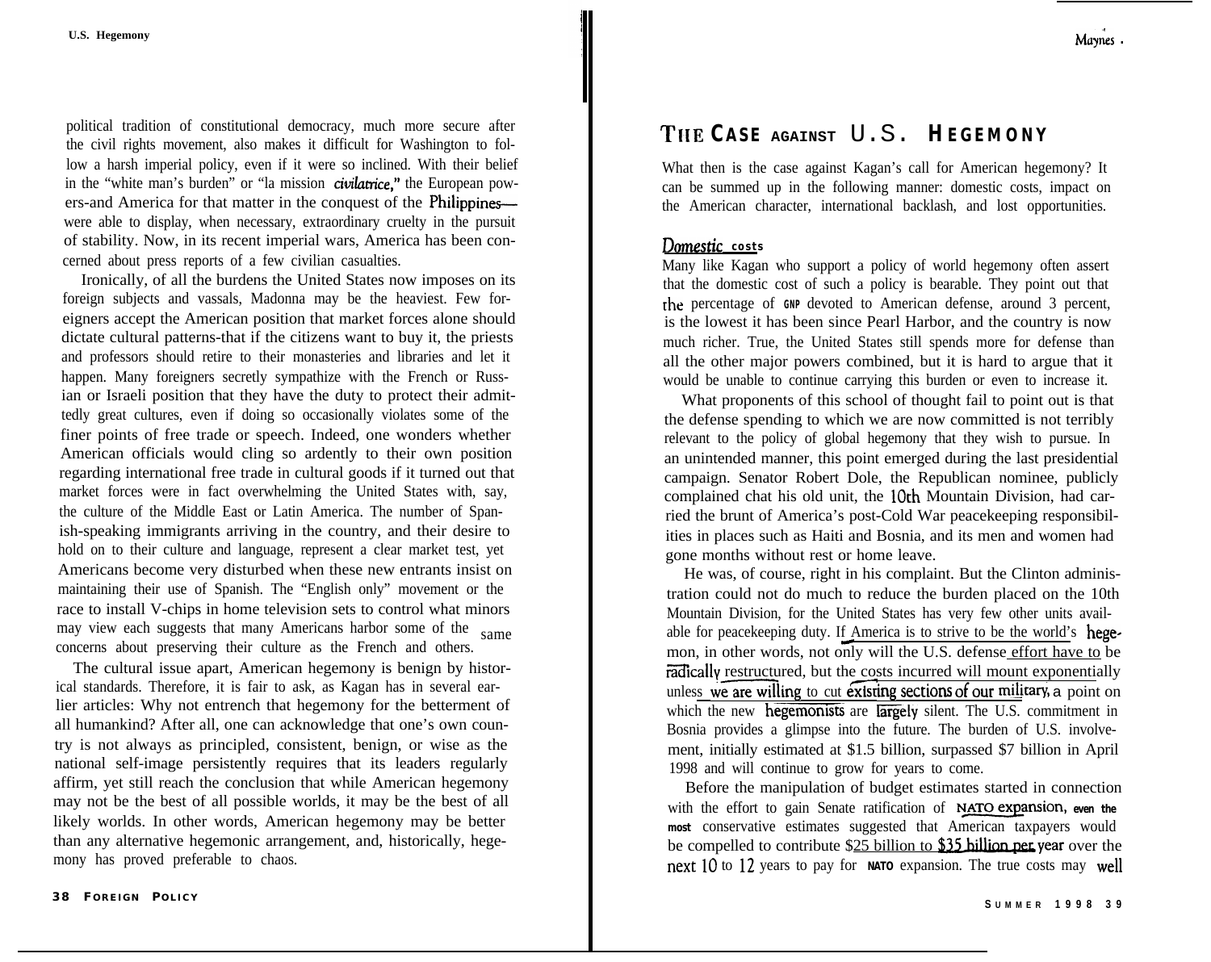political tradition of constitutional democracy, much more secure after the civil rights movement, also makes it difficult for Washington to follow a harsh imperial policy, even if it were so inclined. With their belief in the "white man's burden" or "la mission civilatrice," the European powers-and America for that matter in the conquest of the Philippines—were able to display, when necessary, extraordinary cruelty in the pursuit of stability. Now, in its recent imperial wars, America has been concerned about press reports of a few civilian casualties.

Ironically, of all the burdens the United States now imposes on its foreign subjects and vassals, Madonna may be the heaviest. Few foreigners accept the American position that market forces alone should dictate cultural patterns-that if the citizens want to buy it, the priests and professors should retire to their monasteries and libraries and let it happen. Many foreigners secretly sympathize with the French or Russian or Israeli position that they have the duty to protect their admittedly great cultures, even if doing so occasionally violates some of the finer points of free trade or speech. Indeed, one wonders whether American officials would cling so ardently to their own position regarding international free trade in cultural goods if it turned out that market forces were in fact overwhelming the United States with, say, the culture of the Middle East or Latin America. The number of Spanish-speaking immigrants arriving in the country, and their desire to hold on to their culture and language, represent a clear market test, yet Americans become very disturbed when these new entrants insist on maintaining their use of Spanish. The "English only" movement or the race to install V-chips in home television sets to control what minors may view each suggests that many Americans harbor some of the same concerns about preserving their culture as the French and others.

The cultural issue apart, American hegemony is benign by historical standards. Therefore, it is fair to ask, as Kagan has in several earlier articles: Why not entrench that hegemony for the betterment of all humankind? After all, one can acknowledge that one's own country is not always as principled, consistent, benign, or wise as the national self-image persistently requires that its leaders regularly affirm, yet still reach the conclusion that while American hegemony may not be the best of all possible worlds, it may be the best of all likely worlds. In other words, American hegemony may be better than any alternative hegemonic arrangement, and, historically, hegemony has proved preferable to chaos.

## The Case against U.S. Hegemony

What then is the case against Kagan's call for American hegemony? It can be summed up in the following manner: domestic costs, impact on the American character, international backlash, and lost opportunities.

### Domestic costs

Many like Kagan who support a policy of world hegemony often assert that the domestic cost of such a policy is bearable. They point out that the percentage of GNP devoted to American defense, around 3 percent, is the lowest it has been since Pearl Harbor, and the country is now much richer. True, the United States still spends more for defense than all the other major powers combined, but it is hard to argue that it would be unable to continue carrying this burden or even to increase it.

What proponents of this school of thought fail to point out is that the defense spending to which we are now committed is not terribly relevant to the policy of global hegemony that they wish to pursue. In an unintended manner, this point emerged during the last presidential campaign. Senator Robert Dole, the Republican nominee, publicly complained chat his old unit, the 10th Mountain Division, had carried the brunt of America's post-Cold War peacekeeping responsibilities in places such as Haiti and Bosnia, and its men and women had gone months without rest or home leave.

He was, of course, right in his complaint. But the Clinton administration could not do much to reduce the burden placed on the 10th Mountain Division, for the United States has very few other units available for peacekeeping duty. If America is to strive to be the world's hegemon, in other words, not only will the U.S. defense effort have to be radically restructured, but the costs incurred will mount exponentially unless we are willing to cut existing sections of our military, a point on which the new hegemonists are largely silent. The U.S. commitment in Bosnia provides a glimpse into the future. The burden of U.S. involvement, initially estimated at $1.5 billion, surpassed $7 billion in April 1998 and will continue to grow for years to come.

Before the manipulation of budget estimates started in connection with the effort to gain Senate ratification of NATO expansion, even the most conservative estimates suggested that American taxpayers would be compelled to contribute $25 billion to $35 billion per year over the next 10 to 12 years to pay for NATO expansion. The true costs may well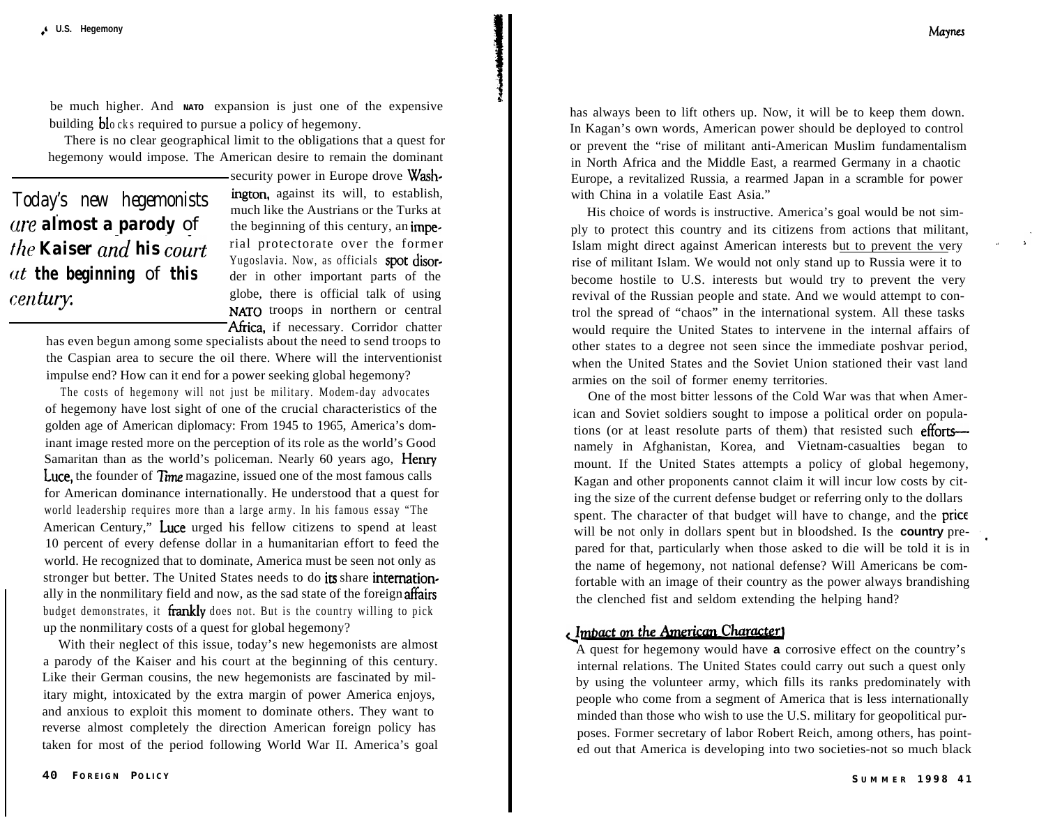be much higher. And NATO expansion is just one of the expensive building blocks required to pursue a policy of hegemony.

There is no clear geographical limit to the obligations that a quest for hegemony would impose. The American desire to remain the dominant security power in Europe drove Washington, against its will, to establish, much like the Austrians or the Turks at the beginning of this century, an imperial protectorate over the former Yugoslavia. Now, as officials spot disorder in other important parts of the globe, there is official talk of using NATO troops in northern or central Africa, if necessary. Corridor chatter has even begun among some specialists about the need to send troops to the Caspian area to secure the oil there. Where will the interventionist impulse end? How can it end for a power seeking global hegemony?

> *Today's new hegemonists are almost a parody of the Kaiser and his court at the beginning of this century.*

The costs of hegemony will not just be military. Modem-day advocates of hegemony have lost sight of one of the crucial characteristics of the golden age of American diplomacy: From 1945 to 1965, America's dominant image rested more on the perception of its role as the world's Good Samaritan than as the world's policeman. Nearly 60 years ago, Henry Luce, the founder of *Time* magazine, issued one of the most famous calls for American dominance internationally. He understood that a quest for world leadership requires more than a large army. In his famous essay "The American Century," Luce urged his fellow citizens to spend at least 10 percent of every defense dollar in a humanitarian effort to feed the world. He recognized that to dominate, America must be seen not only as stronger but better. The United States needs to do its share internationally in the nonmilitary field and now, as the sad state of the foreign affairs budget demonstrates, it frankly does not. But is the country willing to pick up the nonmilitary costs of a quest for global hegemony?

With their neglect of this issue, today's new hegemonists are almost a parody of the Kaiser and his court at the beginning of this century. Like their German cousins, the new hegemonists are fascinated by military might, intoxicated by the extra margin of power America enjoys, and anxious to exploit this moment to dominate others. They want to reverse almost completely the direction American foreign policy has taken for most of the period following World War II. America's goal has always been to lift others up. Now, it will be to keep them down. In Kagan's own words, American power should be deployed to control or prevent the "rise of militant anti-American Muslim fundamentalism in North Africa and the Middle East, a rearmed Germany in a chaotic Europe, a revitalized Russia, a rearmed Japan in a scramble for power with China in a volatile East Asia."

His choice of words is instructive. America's goal would be not simply to protect this country and its citizens from actions that militant, Islam might direct against American interests but to prevent the very rise of militant Islam. We would not only stand up to Russia were it to become hostile to U.S. interests but would try to prevent the very revival of the Russian people and state. And we would attempt to control the spread of "chaos" in the international system. All these tasks would require the United States to intervene in the internal affairs of other states to a degree not seen since the immediate poshvar period, when the United States and the Soviet Union stationed their vast land armies on the soil of former enemy territories.

One of the most bitter lessons of the Cold War was that when American and Soviet soldiers sought to impose a political order on populations (or at least resolute parts of them) that resisted such efforts—namely in Afghanistan, Korea, and Vietnam-casualties began to mount. If the United States attempts a policy of global hegemony, Kagan and other proponents cannot claim it will incur low costs by citing the size of the current defense budget or referring only to the dollars spent. The character of that budget will have to change, and the price will be not only in dollars spent but in bloodshed. Is the country prepared for that, particularly when those asked to die will be told it is in the name of hegemony, not national defense? Will Americans be comfortable with an image of their country as the power always brandishing the clenched fist and seldom extending the helping hand?

## Impact on the American Character

A quest for hegemony would have a corrosive effect on the country's internal relations. The United States could carry out such a quest only by using the volunteer army, which fills its ranks predominately with people who come from a segment of America that is less internationally minded than those who wish to use the U.S. military for geopolitical purposes. Former secretary of labor Robert Reich, among others, has pointed out that America is developing into two societies-not so much black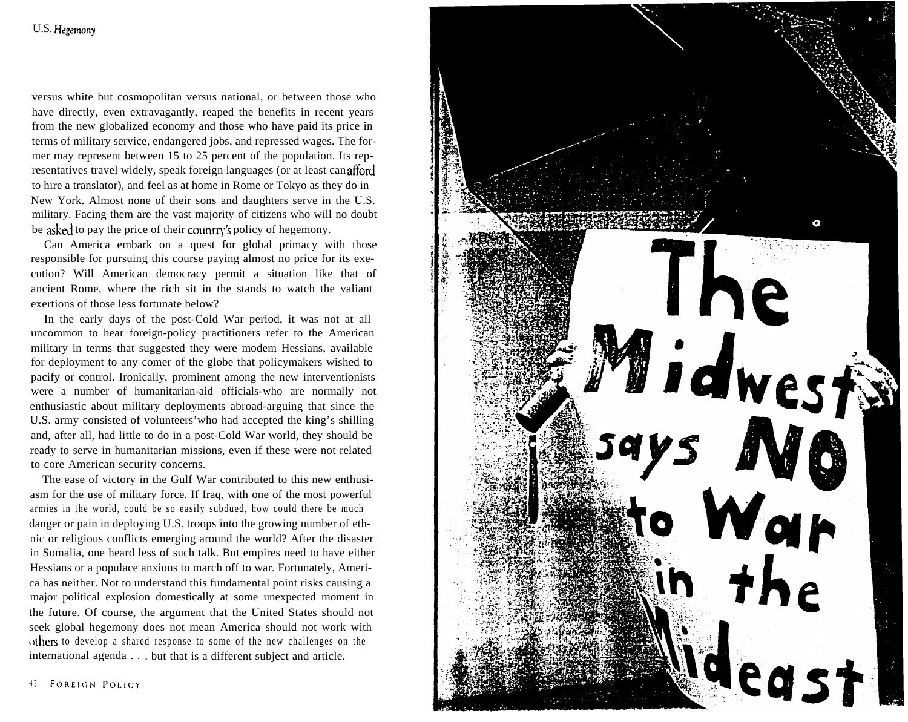versus white but cosmopolitan versus national, or between those who have directly, even extravagantly, reaped the benefits in recent years from the new globalized economy and those who have paid its price in terms of military service, endangered jobs, and repressed wages. The former may represent between 15 to 25 percent of the population. Its representatives travel widely, speak foreign languages (or at least can afford to hire a translator), and feel as at home in Rome or Tokyo as they do in New York. Almost none of their sons and daughters serve in the U.S. military. Facing them are the vast majority of citizens who will no doubt be asked to pay the price of their country's policy of hegemony.

Can America embark on a quest for global primacy with those responsible for pursuing this course paying almost no price for its execution? Will American democracy permit a situation like that of ancient Rome, where the rich sit in the stands to watch the valiant exertions of those less fortunate below?

In the early days of the post-Cold War period, it was not at all uncommon to hear foreign-policy practitioners refer to the American military in terms that suggested they were modem Hessians, available for deployment to any comer of the globe that policymakers wished to pacify or control. Ironically, prominent among the new interventionists were a number of humanitarian-aid officials-who are normally not enthusiastic about military deployments abroad-arguing that since the U.S. army consisted of volunteers'who had accepted the king's shilling and, after all, had little to do in a post-Cold War world, they should be ready to serve in humanitarian missions, even if these were not related to core American security concerns.

The ease of victory in the Gulf War contributed to this new enthusiasm for the use of military force. If Iraq, with one of the most powerful armies in the world, could be so easily subdued, how could there be much danger or pain in deploying U.S. troops into the growing number of ethnic or religious conflicts emerging around the world? After the disaster in Somalia, one heard less of such talk. But empires need to have either Hessians or a populace anxious to march off to war. Fortunately, America has neither. Not to understand this fundamental point risks causing a major political explosion domestically at some unexpected moment in the future. Of course, the argument that the United States should not seek global hegemony does not mean America should not work with others to develop a shared response to some of the new challenges on the international agenda . . . but that is a different subject and article.

The Midwest says NO to War in the Mideast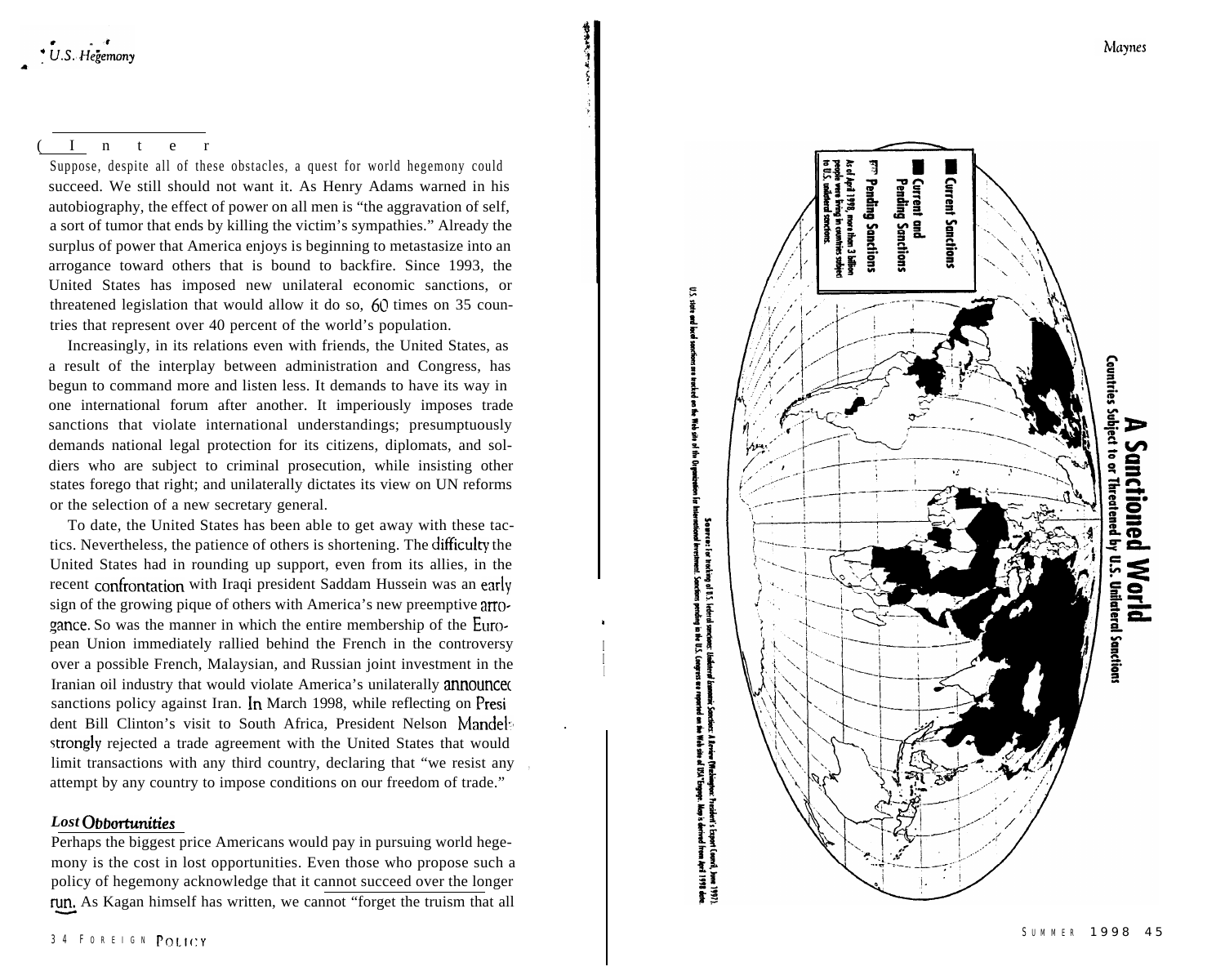( I n t e r

Suppose, despite all of these obstacles, a quest for world hegemony could succeed. We still should not want it. As Henry Adams warned in his autobiography, the effect of power on all men is "the aggravation of self, a sort of tumor that ends by killing the victim's sympathies." Already the surplus of power that America enjoys is beginning to metastasize into an arrogance toward others that is bound to backfire. Since 1993, the United States has imposed new unilateral economic sanctions, or threatened legislation that would allow it do so, 60 times on 35 countries that represent over 40 percent of the world's population.

Increasingly, in its relations even with friends, the United States, as a result of the interplay between administration and Congress, has begun to command more and listen less. It demands to have its way in one international forum after another. It imperiously imposes trade sanctions that violate international understandings; presumptuously demands national legal protection for its citizens, diplomats, and soldiers who are subject to criminal prosecution, while insisting other states forego that right; and unilaterally dictates its view on UN reforms or the selection of a new secretary general.

To date, the United States has been able to get away with these tactics. Nevertheless, the patience of others is shortening. The difficulty the United States had in rounding up support, even from its allies, in the recent confrontation with Iraqi president Saddam Hussein was an early sign of the growing pique of others with America's new preemptive arrogance. So was the manner in which the entire membership of the European Union immediately rallied behind the French in the controversy over a possible French, Malaysian, and Russian joint investment in the Iranian oil industry that would violate America's unilaterally announced sanctions policy against Iran. In March 1998, while reflecting on President Bill Clinton's visit to South Africa, President Nelson Mandela strongly rejected a trade agreement with the United States that would limit transactions with any third country, declaring that "we resist any attempt by any country to impose conditions on our freedom of trade."

### *Lost Opportunities*

Perhaps the biggest price Americans would pay in pursuing world hegemony is the cost in lost opportunities. Even those who propose such a policy of hegemony acknowledge that it cannot succeed over the longer run. As Kagan himself has written, we cannot "forget the truism that all

**A Sanctioned World**

**Countries Subject to or Threatened by U.S. Unilateral Sanctions**

Current Sanctions

Current and Pending Sanctions

Pending Sanctions

As of April 1998, more than 3 billion people were living in countries subject to U.S. unilateral sanctions.

Source: For tracking of U.S. federal sanctions: Unilateral Economic Sanctions: A Review (Washington: President's Export Council, June 1997). U.S. state and local sanctions are tracked on the Web site of the Organization for International Investment. Sanctions pending in the U.S. Congress are reported on the Web site of USA*Engage. Map is derived from April 1998 data.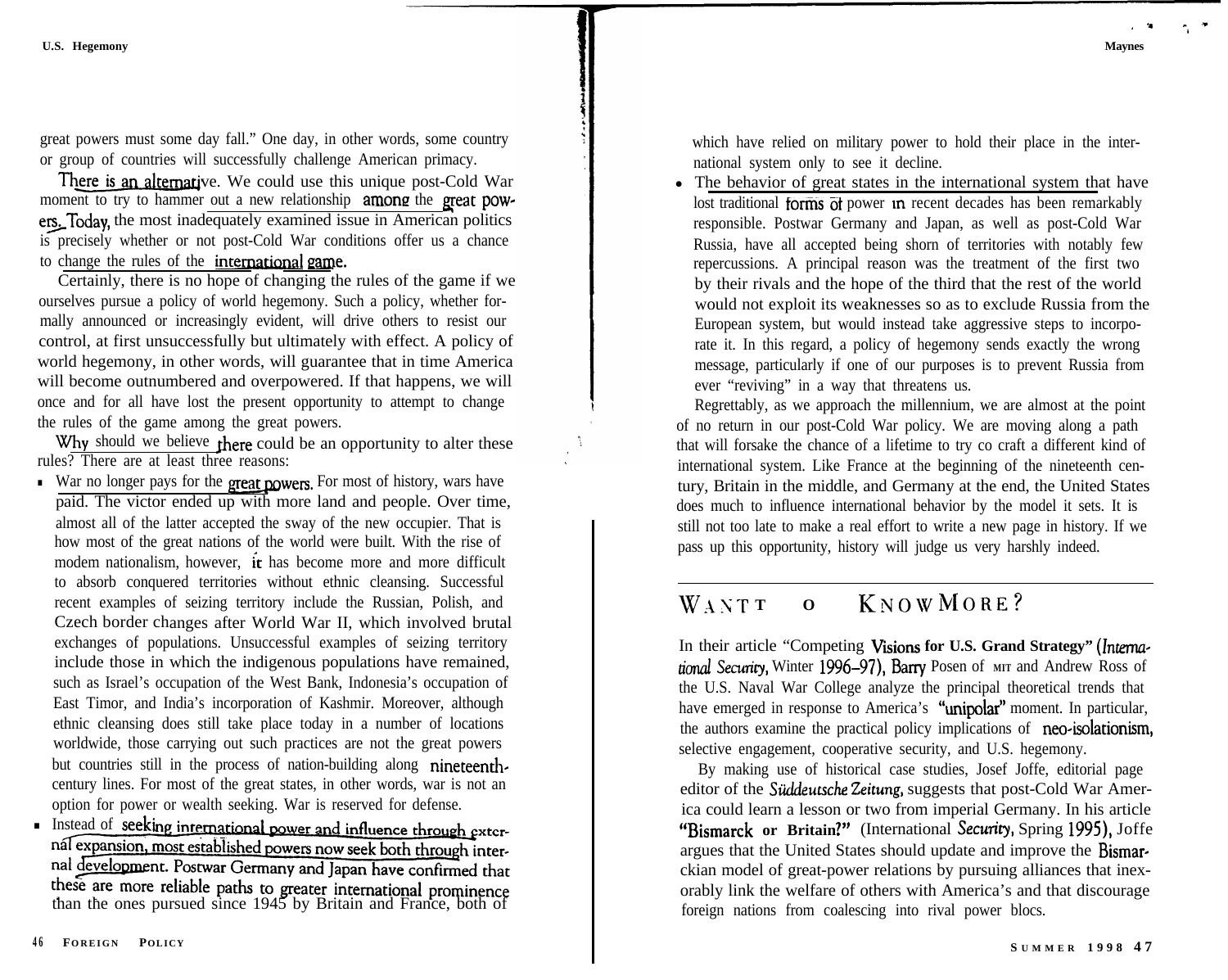great powers must some day fall." One day, in other words, some country or group of countries will successfully challenge American primacy.

There is an alternative. We could use this unique post-Cold War moment to try to hammer out a new relationship among the great powers. Today, the most inadequately examined issue in American politics is precisely whether or not post-Cold War conditions offer us a chance to change the rules of the international game.

Certainly, there is no hope of changing the rules of the game if we ourselves pursue a policy of world hegemony. Such a policy, whether formally announced or increasingly evident, will drive others to resist our control, at first unsuccessfully but ultimately with effect. A policy of world hegemony, in other words, will guarantee that in time America will become outnumbered and overpowered. If that happens, we will once and for all have lost the present opportunity to attempt to change the rules of the game among the great powers.

Why should we believe there could be an opportunity to alter these rules? There are at least three reasons:

- War no longer pays for the great powers. For most of history, wars have paid. The victor ended up with more land and people. Over time, almost all of the latter accepted the sway of the new occupier. That is how most of the great nations of the world were built. With the rise of modem nationalism, however, it has become more and more difficult to absorb conquered territories without ethnic cleansing. Successful recent examples of seizing territory include the Russian, Polish, and Czech border changes after World War II, which involved brutal exchanges of populations. Unsuccessful examples of seizing territory include those in which the indigenous populations have remained, such as Israel's occupation of the West Bank, Indonesia's occupation of East Timor, and India's incorporation of Kashmir. Moreover, although ethnic cleansing does still take place today in a number of locations worldwide, those carrying out such practices are not the great powers but countries still in the process of nation-building along nineteenth-century lines. For most of the great states, in other words, war is not an option for power or wealth seeking. War is reserved for defense.
- Instead of seeking international power and influence through external expansion, most established powers now seek both through internal development. Postwar Germany and Japan have confirmed that these are more reliable paths to greater international prominence than the ones pursued since 1945 by Britain and France, both of which have relied on military power to hold their place in the international system only to see it decline.
- The behavior of great states in the international system that have lost traditional forms of power in recent decades has been remarkably responsible. Postwar Germany and Japan, as well as post-Cold War Russia, have all accepted being shorn of territories with notably few repercussions. A principal reason was the treatment of the first two by their rivals and the hope of the third that the rest of the world would not exploit its weaknesses so as to exclude Russia from the European system, but would instead take aggressive steps to incorporate it. In this regard, a policy of hegemony sends exactly the wrong message, particularly if one of our purposes is to prevent Russia from ever "reviving" in a way that threatens us.

Regrettably, as we approach the millennium, we are almost at the point of no return in our post-Cold War policy. We are moving along a path that will forsake the chance of a lifetime to try co craft a different kind of international system. Like France at the beginning of the nineteenth century, Britain in the middle, and Germany at the end, the United States does much to influence international behavior by the model it sets. It is still not too late to make a real effort to write a new page in history. If we pass up this opportunity, history will judge us very harshly indeed.

## Want to Know More?

In their article "Competing Visions for U.S. Grand Strategy" (*International Security*, Winter 1996–97), Barry Posen of MIT and Andrew Ross of the U.S. Naval War College analyze the principal theoretical trends that have emerged in response to America's "unipolar" moment. In particular, the authors examine the practical policy implications of neo-isolationism, selective engagement, cooperative security, and U.S. hegemony.

By making use of historical case studies, Josef Joffe, editorial page editor of the *Süddeutsche Zeitung*, suggests that post-Cold War America could learn a lesson or two from imperial Germany. In his article "Bismarck or Britain?" (*International Security*, Spring 1995), Joffe argues that the United States should update and improve the Bismarckian model of great-power relations by pursuing alliances that inexorably link the welfare of others with America's and that discourage foreign nations from coalescing into rival power blocs.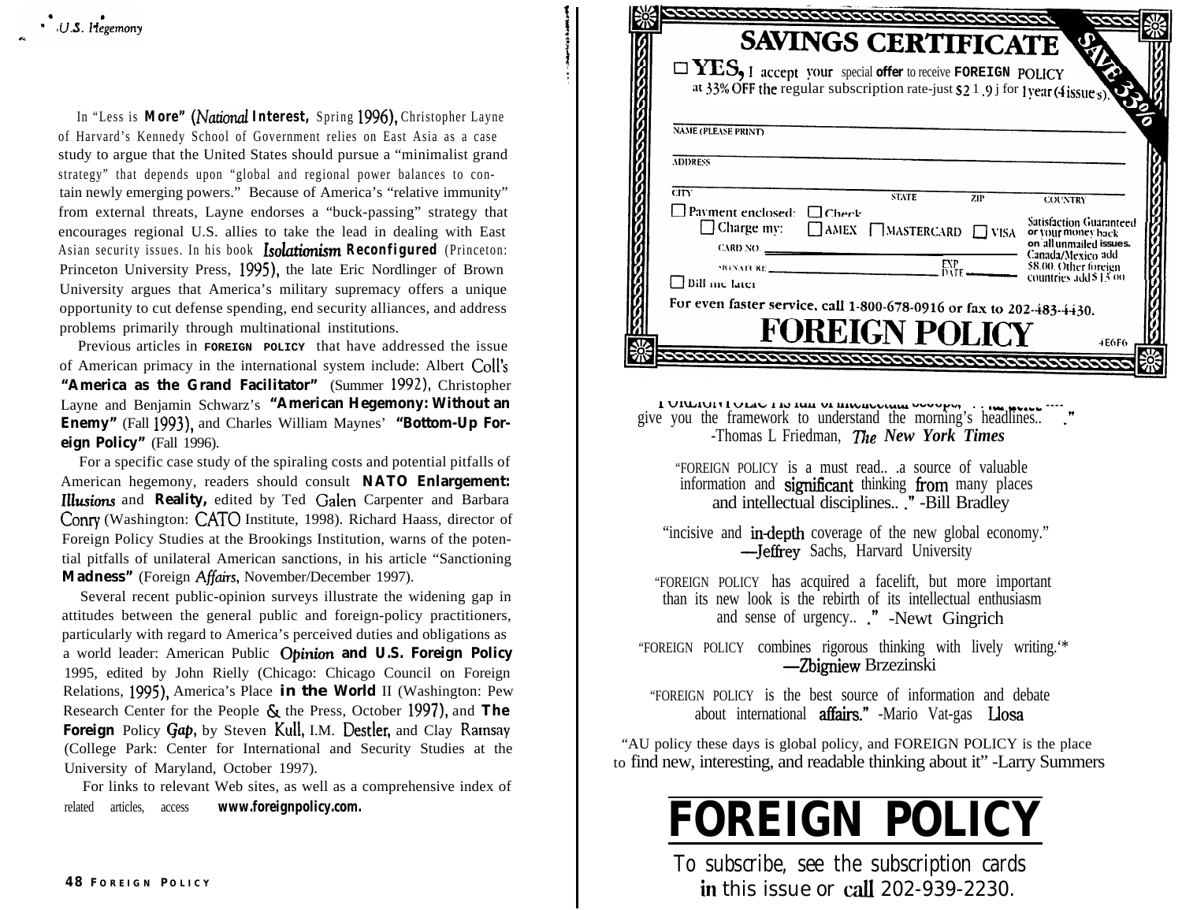In "Less is **More"** (*National* **Interest,** Spring 1996), Christopher Layne of Harvard's Kennedy School of Government relies on East Asia as a case study to argue that the United States should pursue a "minimalist grand strategy" that depends upon "global and regional power balances to contain newly emerging powers." Because of America's "relative immunity" from external threats, Layne endorses a "buck-passing" strategy that encourages regional U.S. allies to take the lead in dealing with East Asian security issues. In his book *Isolationism* **Reconfigured** (Princeton: Princeton University Press, 1995), the late Eric Nordlinger of Brown University argues that America's military supremacy offers a unique opportunity to cut defense spending, end security alliances, and address problems primarily through multinational institutions.

Previous articles in FOREIGN POLICY that have addressed the issue of American primacy in the international system include: Albert Coll's **"America as the Grand Facilitator"** (Summer 1992), Christopher Layne and Benjamin Schwarz's **"American Hegemony: Without an Enemy"** (Fall 1993), and Charles William Maynes' **"Bottom-Up Foreign Policy"** (Fall 1996).

For a specific case study of the spiraling costs and potential pitfalls of American hegemony, readers should consult **NATO Enlargement:** *Illusions* and **Reality,** edited by Ted Galen Carpenter and Barbara Conry (Washington: CATO Institute, 1998). Richard Haass, director of Foreign Policy Studies at the Brookings Institution, warns of the potential pitfalls of unilateral American sanctions, in his article "Sanctioning **Madness"** (Foreign *Affairs*, November/December 1997).

Several recent public-opinion surveys illustrate the widening gap in attitudes between the general public and foreign-policy practitioners, particularly with regard to America's perceived duties and obligations as a world leader: American Public *Opinion* **and U.S. Foreign Policy** 1995, edited by John Rielly (Chicago: Chicago Council on Foreign Relations, 1995), America's Place **in the World** II (Washington: Pew Research Center for the People & the Press, October 1997), and **The Foreign** Policy *Gap*, by Steven Kull, I.M. Destler, and Clay Ramsay (College Park: Center for International and Security Studies at the University of Maryland, October 1997).

For links to relevant Web sites, as well as a comprehensive index of related articles, access **www.foreignpolicy.com.**

# SAVINGS CERTIFICATE

SAVE 33%

☐ **YES,** I accept your special **offer** to receive **FOREIGN** POLICY at 33% OFF the regular subscription rate-just $21.95 for 1 year (4 issues).

NAME (PLEASE PRINT)

ADDRESS

CITY STATE ZIP COUNTRY

☐ Payment enclosed: ☐ Check

☐ Charge my: ☐ AMEX ☐ MASTERCARD ☐ VISA

CARD NO.

SIGNATURE EXP. DATE

☐ Bill me later

Satisfaction Guaranteed or your money back on all unmailed issues. Canada/Mexico add $8.00. Other foreign countries add $15.00

For even faster service, call 1-800-678-0916 or fax to 202-483-4430.

**FOREIGN POLICY**

4E6F6

FOREIGN POLICY has full of intellectual scoops, ... give you the framework to understand the morning's headlines.. ." -Thomas L Friedman, *The New York Times*

"FOREIGN POLICY is a must read.. .a source of valuable information and significant thinking from many places and intellectual disciplines.. ." -Bill Bradley

"incisive and in-depth coverage of the new global economy." —Jeffrey Sachs, Harvard University

"FOREIGN POLICY has acquired a facelift, but more important than its new look is the rebirth of its intellectual enthusiasm and sense of urgency.. ." -Newt Gingrich

"FOREIGN POLICY combines rigorous thinking with lively writing."' —Zbigniew Brzezinski

"FOREIGN POLICY is the best source of information and debate about international affairs." -Mario Vat-gas Llosa

"AU policy these days is global policy, and FOREIGN POLICY is the place to find new, interesting, and readable thinking about it" -Larry Summers

# FOREIGN POLICY

To subscribe, see the subscription cards in this issue or call 202-939-2230.